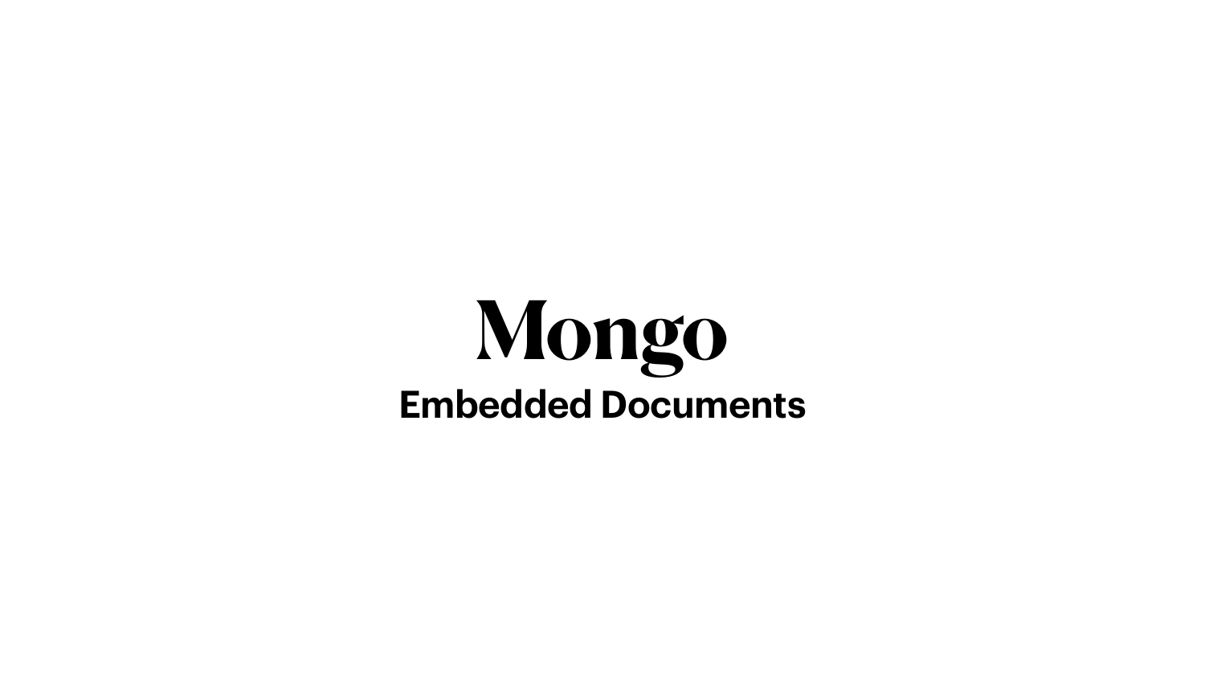# Mongo

## Embedded Documents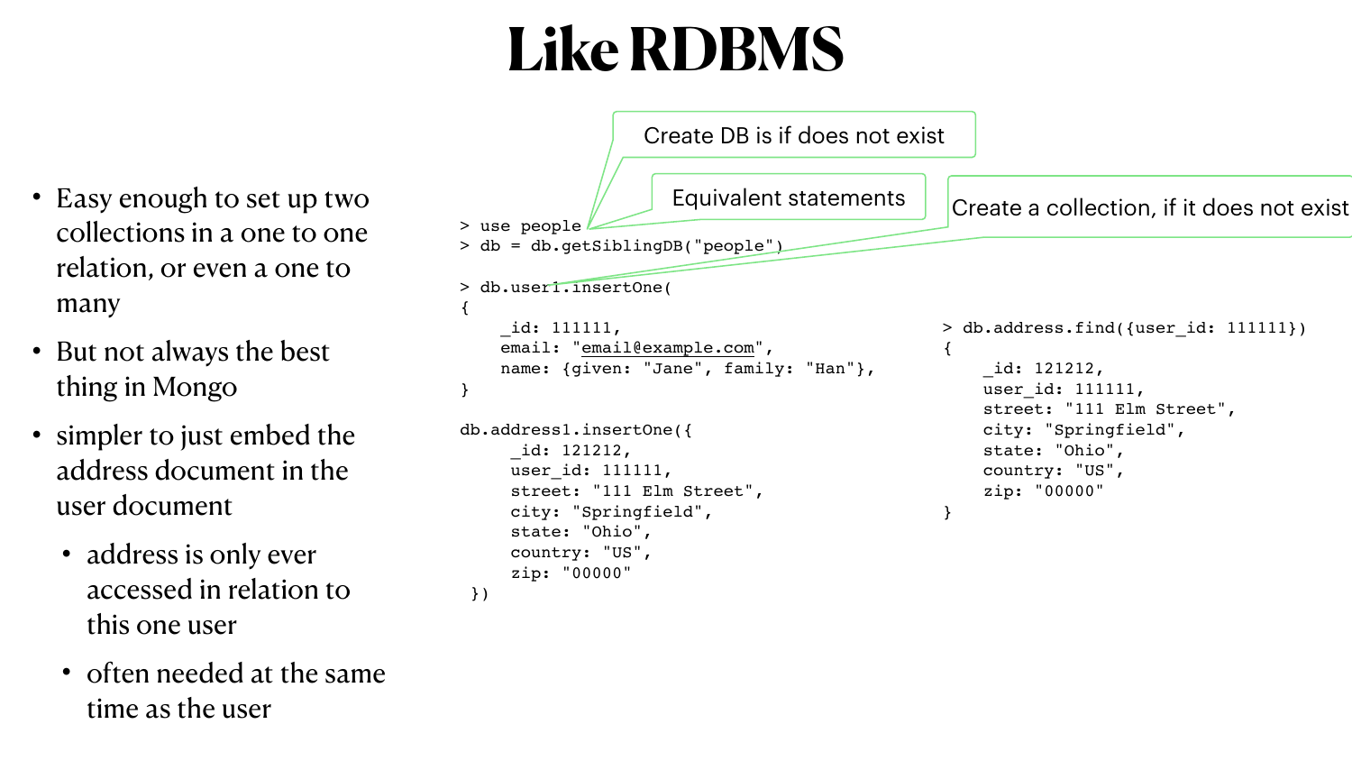# Like RDBMS

- Easy enough to set up two collections in a one to one relation, or even a one to many
- But not always the best thing in Mongo
- simpler to just embed the address document in the user document
  - address is only ever accessed in relation to this one user
  - often needed at the same time as the user

Create DB is if does not exist

Equivalent statements

Create a collection, if it does not exist

```
> use people
> db = db.getSiblingDB("people")

> db.user1.insertOne(
{
    _id: 111111,
    email: "email@example.com",
    name: {given: "Jane", family: "Han"},
}

db.address1.insertOne({
     _id: 121212,
     user_id: 111111,
     street: "111 Elm Street",
     city: "Springfield",
     state: "Ohio",
     country: "US",
     zip: "00000"
 })
```

```
> db.address.find({user_id: 111111})
{
    _id: 121212,
    user_id: 111111,
    street: "111 Elm Street",
    city: "Springfield",
    state: "Ohio",
    country: "US",
    zip: "00000"
}
```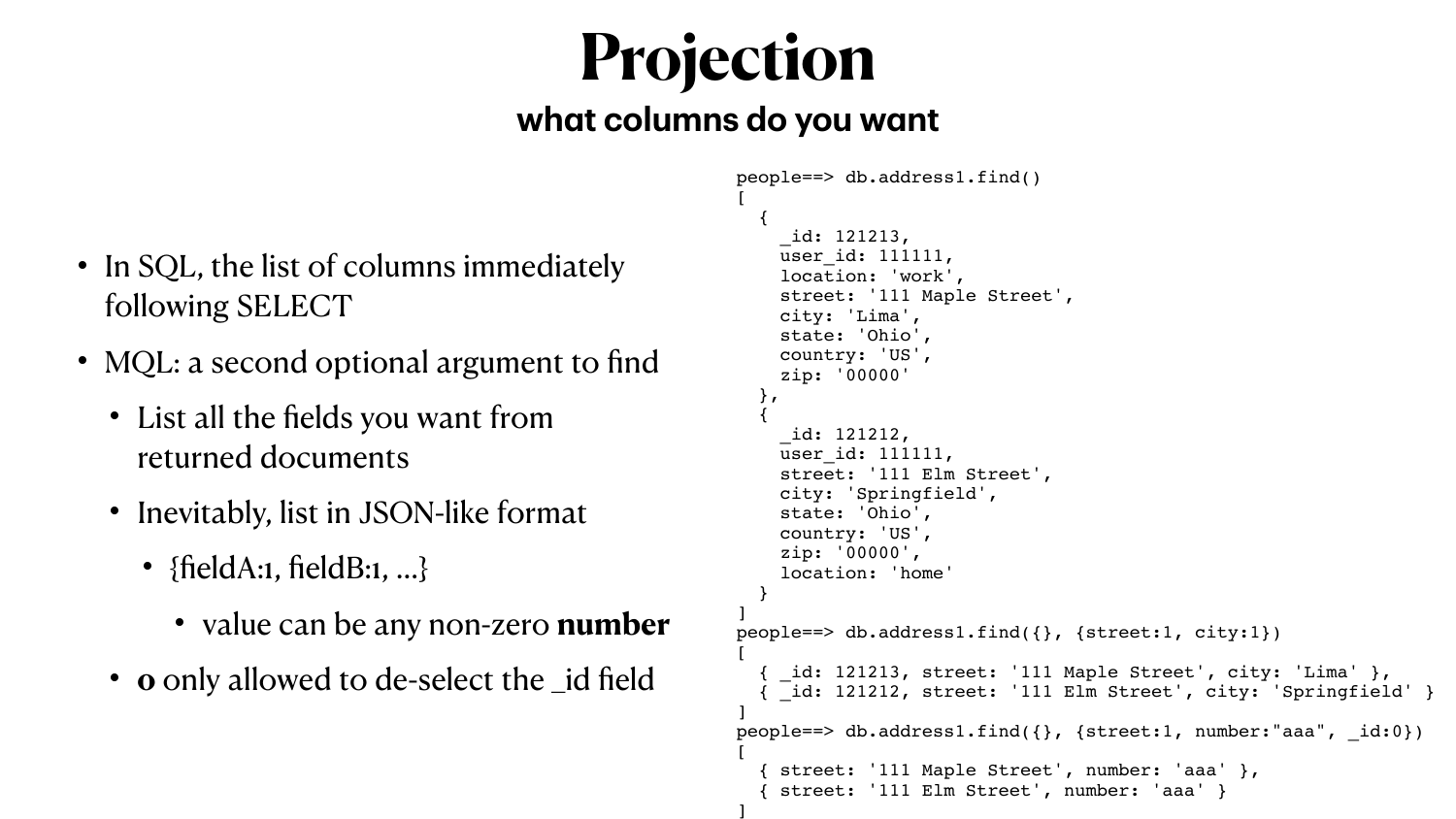# Projection

## what columns do you want

- In SQL, the list of columns immediately following SELECT
- MQL: a second optional argument to find
  - List all the fields you want from returned documents
  - Inevitably, list in JSON-like format
    - {fieldA:1, fieldB:1, ...}
      - value can be any non-zero **number**
  - **0** only allowed to de-select the _id field

```
people==> db.address1.find()
[
  {
    _id: 121213,
    user_id: 111111,
    location: 'work',
    street: '111 Maple Street',
    city: 'Lima',
    state: 'Ohio',
    country: 'US',
    zip: '00000'
  },
  {
    _id: 121212,
    user_id: 111111,
    street: '111 Elm Street',
    city: 'Springfield',
    state: 'Ohio',
    country: 'US',
    zip: '00000',
    location: 'home'
  }
]
people==> db.address1.find({}, {street:1, city:1})
[
  { _id: 121213, street: '111 Maple Street', city: 'Lima' },
  { _id: 121212, street: '111 Elm Street', city: 'Springfield' }
]
people==> db.address1.find({}, {street:1, number:"aaa", _id:0})
[
  { street: '111 Maple Street', number: 'aaa' },
  { street: '111 Elm Street', number: 'aaa' }
]
```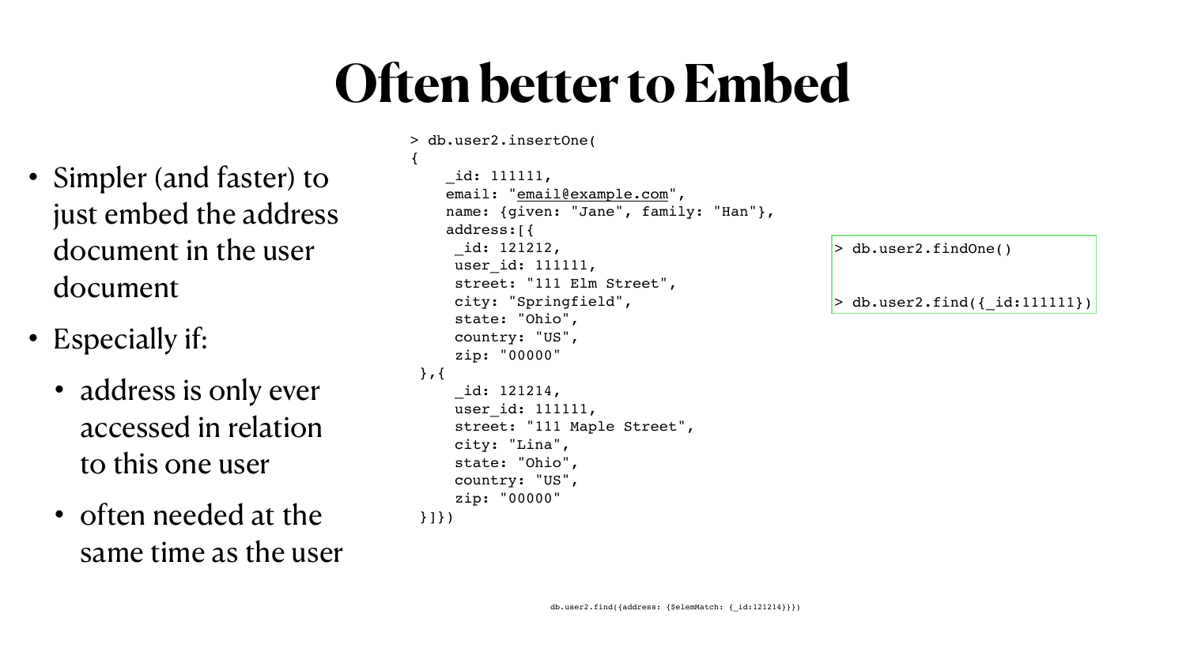# Often better to Embed

- Simpler (and faster) to just embed the address document in the user document
- Especially if:
  - address is only ever accessed in relation to this one user
  - often needed at the same time as the user

```
> db.user2.insertOne(
{
    _id: 111111,
    email: "email@example.com",
    name: {given: "Jane", family: "Han"},
    address:[{
     _id: 121212,
     user_id: 111111,
     street: "111 Elm Street",
     city: "Springfield",
     state: "Ohio",
     country: "US",
     zip: "00000"
 },{
     _id: 121214,
     user_id: 111111,
     street: "111 Maple Street",
     city: "Lina",
     state: "Ohio",
     country: "US",
     zip: "00000"
 }]})
```

```
> db.user2.findOne()


> db.user2.find({_id:111111})
```

```
db.user2.find({address: {$elemMatch: {_id:121214}}})
```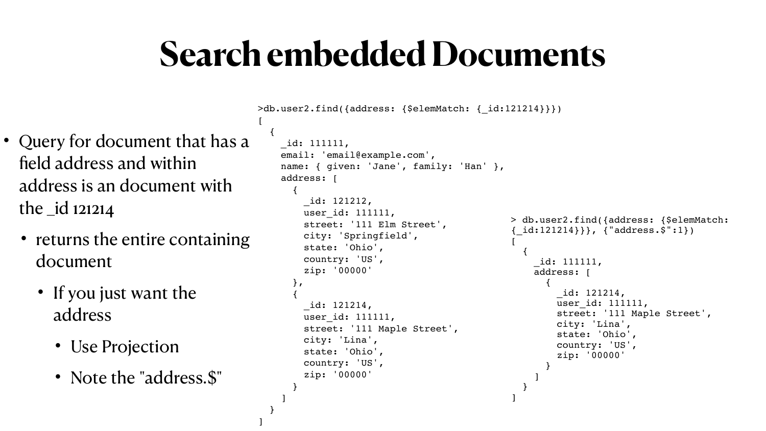# Search embedded Documents

- Query for document that has a field address and within address is an document with the _id 121214
  - returns the entire containing document
    - If you just want the address
      - Use Projection
      - Note the "address.$"

```
>db.user2.find({address: {$elemMatch: {_id:121214}}})
[
  {
    _id: 111111,
    email: 'email@example.com',
    name: { given: 'Jane', family: 'Han' },
    address: [
      {
        _id: 121212,
        user_id: 111111,
        street: '111 Elm Street',
        city: 'Springfield',
        state: 'Ohio',
        country: 'US',
        zip: '00000'
      },
      {
        _id: 121214,
        user_id: 111111,
        street: '111 Maple Street',
        city: 'Lina',
        state: 'Ohio',
        country: 'US',
        zip: '00000'
      }
    ]
  }
]
```

```
> db.user2.find({address: {$elemMatch:
{_id:121214}}}, {"address.$":1})
[
  {
    _id: 111111,
    address: [
      {
        _id: 121214,
        user_id: 111111,
        street: '111 Maple Street',
        city: 'Lina',
        state: 'Ohio',
        country: 'US',
        zip: '00000'
      }
    ]
  }
]
```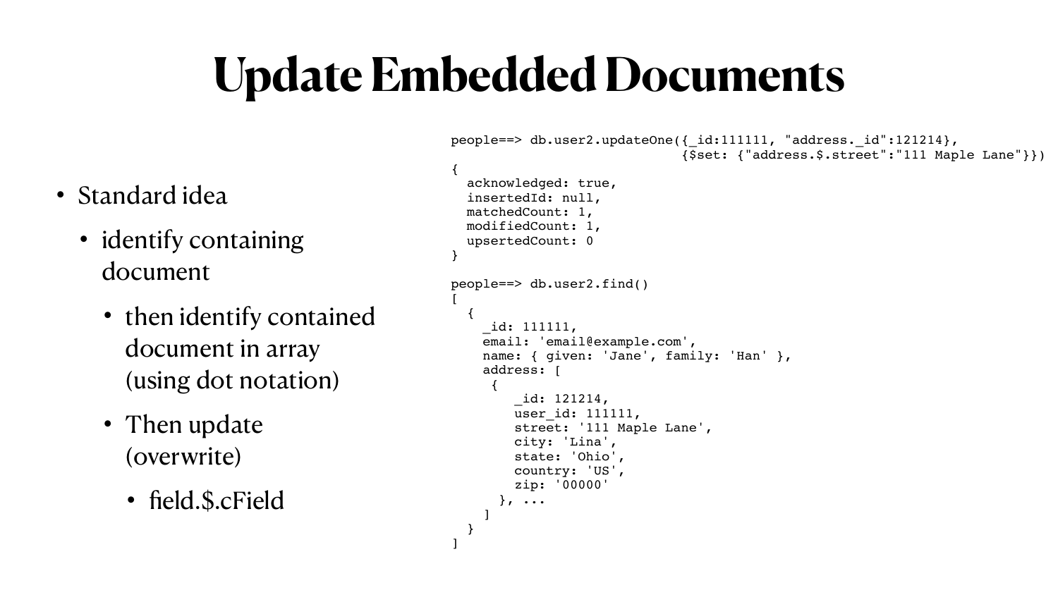# Update Embedded Documents

- Standard idea
  - identify containing document
    - then identify contained document in array (using dot notation)
    - Then update (overwrite)
      - field.$.cField

```
people==> db.user2.updateOne({_id:111111, "address._id":121214},
                             {$set: {"address.$.street":"111 Maple Lane"}})
{
  acknowledged: true,
  insertedId: null,
  matchedCount: 1,
  modifiedCount: 1,
  upsertedCount: 0
}

people==> db.user2.find()
[
  {
    _id: 111111,
    email: 'email@example.com',
    name: { given: 'Jane', family: 'Han' },
    address: [
     {
        _id: 121214,
        user_id: 111111,
        street: '111 Maple Lane',
        city: 'Lina',
        state: 'Ohio',
        country: 'US',
        zip: '00000'
      }, ...
    ]
  }
]
```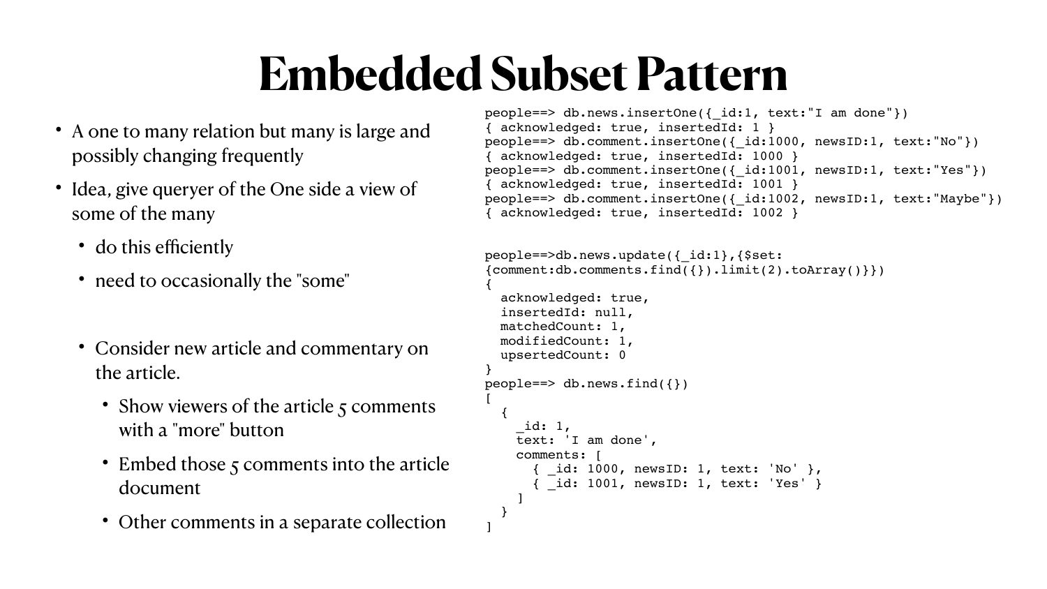# Embedded Subset Pattern

- A one to many relation but many is large and possibly changing frequently
- Idea, give queryer of the One side a view of some of the many
  - do this efficiently
  - need to occasionally the "some"
  - Consider new article and commentary on the article.
    - Show viewers of the article 5 comments with a "more" button
    - Embed those 5 comments into the article document
    - Other comments in a separate collection

```
people==> db.news.insertOne({_id:1, text:"I am done"})
{ acknowledged: true, insertedId: 1 }
people==> db.comment.insertOne({_id:1000, newsID:1, text:"No"})
{ acknowledged: true, insertedId: 1000 }
people==> db.comment.insertOne({_id:1001, newsID:1, text:"Yes"})
{ acknowledged: true, insertedId: 1001 }
people==> db.comment.insertOne({_id:1002, newsID:1, text:"Maybe"})
{ acknowledged: true, insertedId: 1002 }


people==>db.news.update({_id:1},{$set:
{comment:db.comments.find({}).limit(2).toArray()}})
{
  acknowledged: true,
  insertedId: null,
  matchedCount: 1,
  modifiedCount: 1,
  upsertedCount: 0
}
people==> db.news.find({})
[
  {
    _id: 1,
    text: 'I am done',
    comments: [
      { _id: 1000, newsID: 1, text: 'No' },
      { _id: 1001, newsID: 1, text: 'Yes' }
    ]
  }
]
```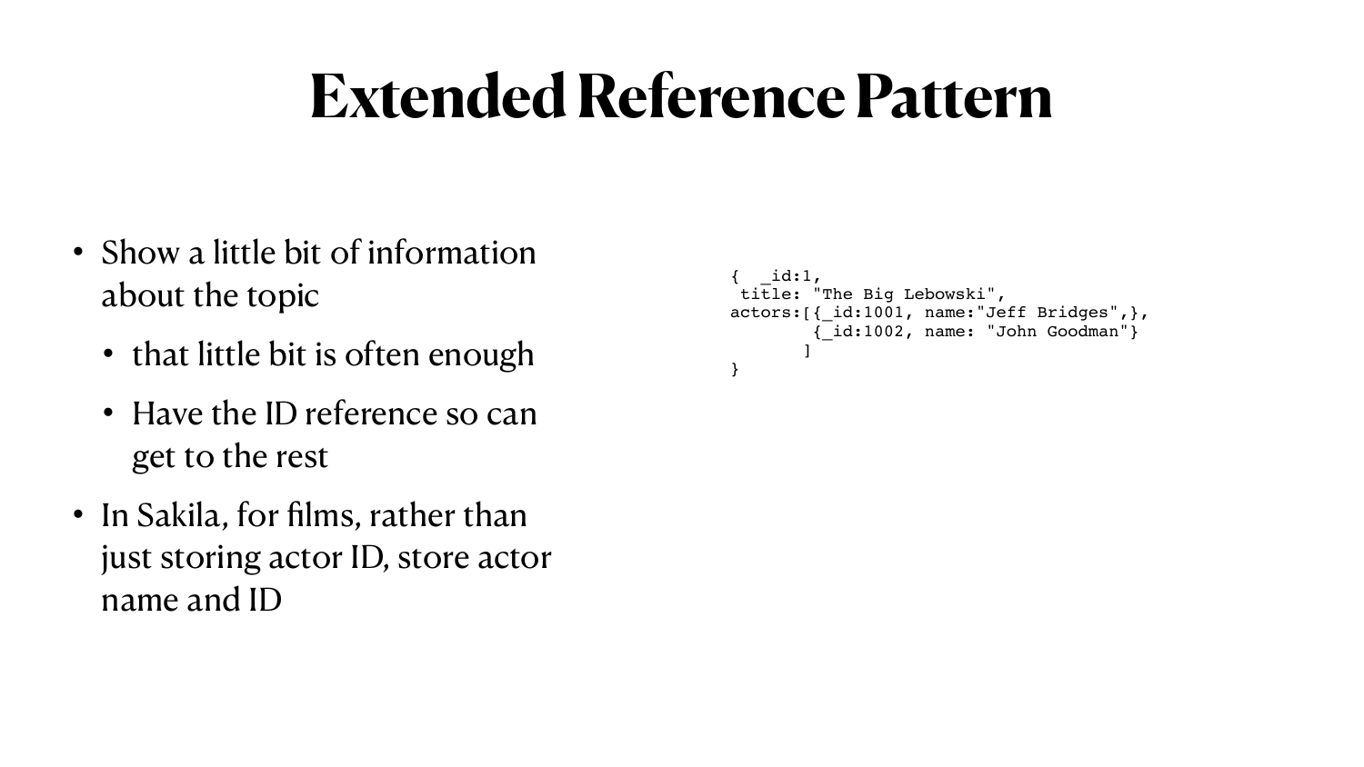# Extended Reference Pattern

- Show a little bit of information about the topic
  - that little bit is often enough
  - Have the ID reference so can get to the rest
- In Sakila, for films, rather than just storing actor ID, store actor name and ID

```
{  _id:1,
 title: "The Big Lebowski",
actors:[{_id:1001, name:"Jeff Bridges",},
        {_id:1002, name: "John Goodman"}
       ]
}
```